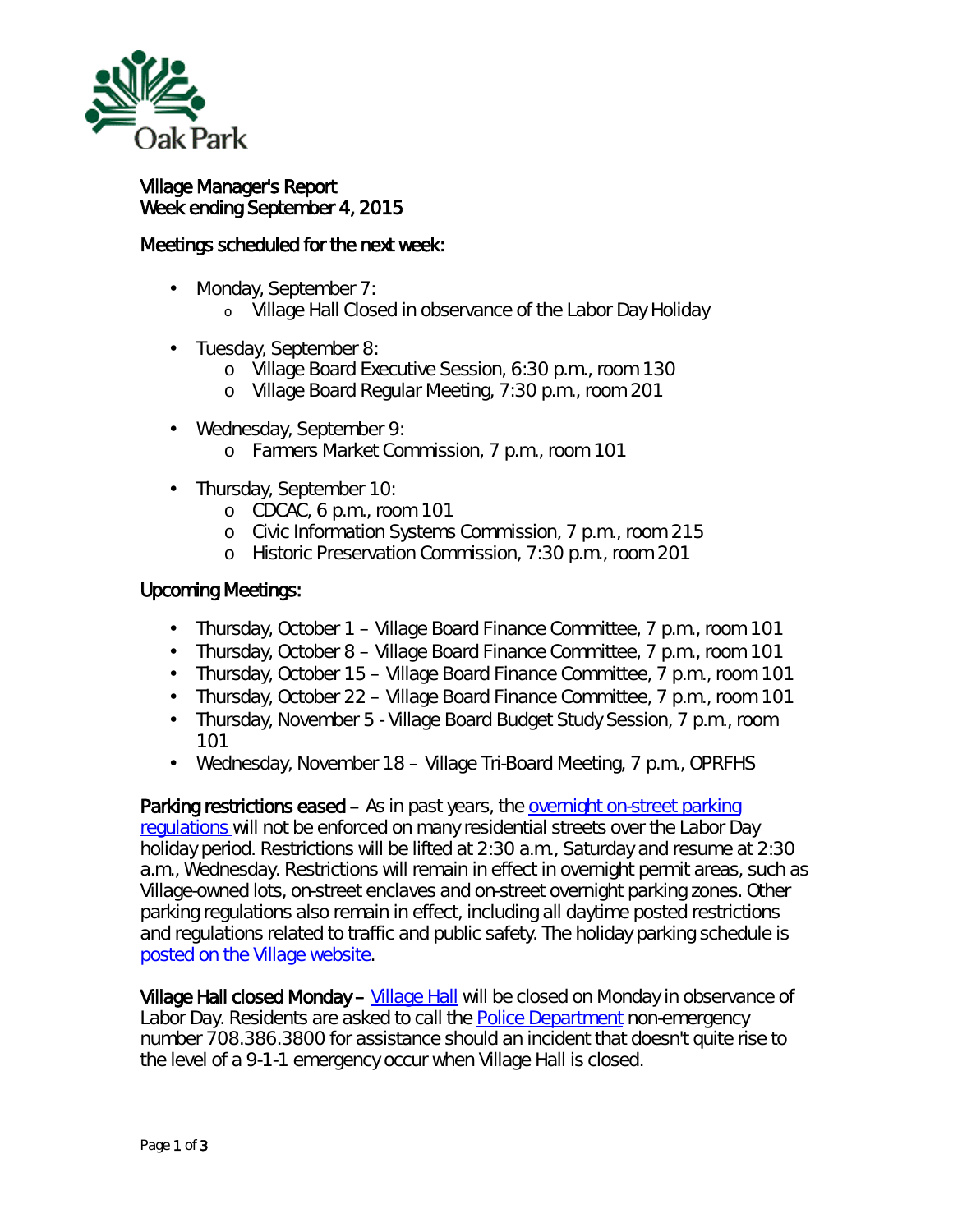Oak Park

# Village Manager's Report
## Week ending September 4, 2015

### Meetings scheduled for the next week:

- Monday, September 7:
  - Village Hall Closed in observance of the Labor Day Holiday
- Tuesday, September 8:
  - Village Board Executive Session, 6:30 p.m., room 130
  - Village Board Regular Meeting, 7:30 p.m., room 201
- Wednesday, September 9:
  - Farmers Market Commission, 7 p.m., room 101
- Thursday, September 10:
  - CDCAC, 6 p.m., room 101
  - Civic Information Systems Commission, 7 p.m., room 215
  - Historic Preservation Commission, 7:30 p.m., room 201

### Upcoming Meetings:

- Thursday, October 1 – Village Board Finance Committee, 7 p.m., room 101
- Thursday, October 8 – Village Board Finance Committee, 7 p.m., room 101
- Thursday, October 15 – Village Board Finance Committee, 7 p.m., room 101
- Thursday, October 22 – Village Board Finance Committee, 7 p.m., room 101
- Thursday, November 5 - Village Board Budget Study Session, 7 p.m., room 101
- Wednesday, November 18 – Village Tri-Board Meeting, 7 p.m., OPRFHS

**Parking restrictions eased –** As in past years, the overnight on-street parking regulations will not be enforced on many residential streets over the Labor Day holiday period. Restrictions will be lifted at 2:30 a.m., Saturday and resume at 2:30 a.m., Wednesday. Restrictions will remain in effect in overnight permit areas, such as Village-owned lots, on-street enclaves and on-street overnight parking zones. Other parking regulations also remain in effect, including all daytime posted restrictions and regulations related to traffic and public safety. The holiday parking schedule is posted on the Village website.

**Village Hall closed Monday –** Village Hall will be closed on Monday in observance of Labor Day. Residents are asked to call the Police Department non-emergency number 708.386.3800 for assistance should an incident that doesn't quite rise to the level of a 9-1-1 emergency occur when Village Hall is closed.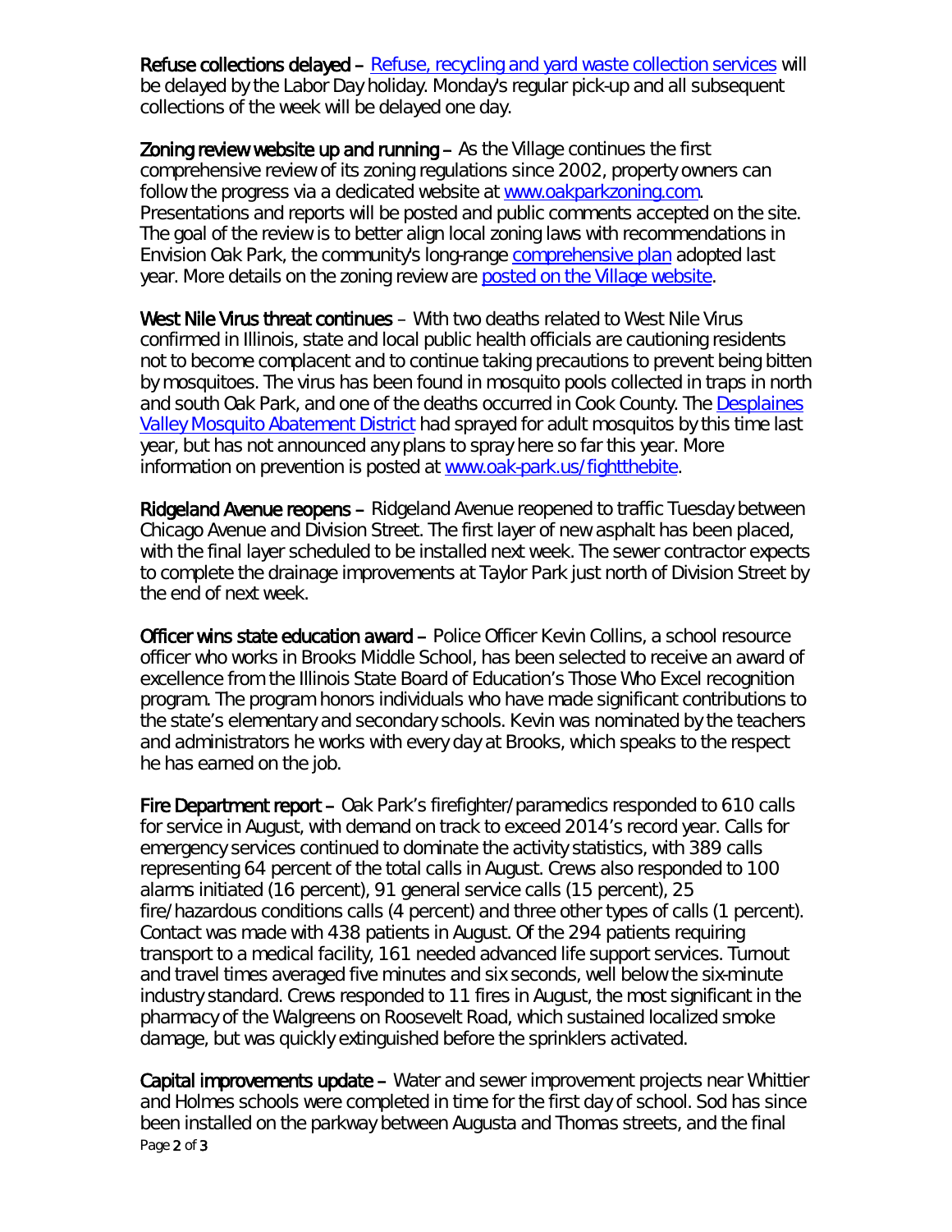**Refuse collections delayed –** [Refuse, recycling and yard waste collection services](#) will be delayed by the Labor Day holiday. Monday's regular pick-up and all subsequent collections of the week will be delayed one day.

**Zoning review website up and running –** As the Village continues the first comprehensive review of its zoning regulations since 2002, property owners can follow the progress via a dedicated website at [www.oakparkzoning.com](http://www.oakparkzoning.com). Presentations and reports will be posted and public comments accepted on the site. The goal of the review is to better align local zoning laws with recommendations in Envision Oak Park, the community's long-range [comprehensive plan](#) adopted last year. More details on the zoning review are [posted on the Village website](#).

**West Nile Virus threat continues** – With two deaths related to West Nile Virus confirmed in Illinois, state and local public health officials are cautioning residents not to become complacent and to continue taking precautions to prevent being bitten by mosquitoes. The virus has been found in mosquito pools collected in traps in north and south Oak Park, and one of the deaths occurred in Cook County. The [Desplaines Valley Mosquito Abatement District](#) had sprayed for adult mosquitos by this time last year, but has not announced any plans to spray here so far this year. More information on prevention is posted at [www.oak-park.us/fightthebite](http://www.oak-park.us/fightthebite).

**Ridgeland Avenue reopens –** Ridgeland Avenue reopened to traffic Tuesday between Chicago Avenue and Division Street. The first layer of new asphalt has been placed, with the final layer scheduled to be installed next week. The sewer contractor expects to complete the drainage improvements at Taylor Park just north of Division Street by the end of next week.

**Officer wins state education award –** Police Officer Kevin Collins, a school resource officer who works in Brooks Middle School, has been selected to receive an award of excellence from the Illinois State Board of Education's Those Who Excel recognition program. The program honors individuals who have made significant contributions to the state's elementary and secondary schools. Kevin was nominated by the teachers and administrators he works with every day at Brooks, which speaks to the respect he has earned on the job.

**Fire Department report –** Oak Park's firefighter/paramedics responded to 610 calls for service in August, with demand on track to exceed 2014's record year. Calls for emergency services continued to dominate the activity statistics, with 389 calls representing 64 percent of the total calls in August. Crews also responded to 100 alarms initiated (16 percent), 91 general service calls (15 percent), 25 fire/hazardous conditions calls (4 percent) and three other types of calls (1 percent). Contact was made with 438 patients in August. Of the 294 patients requiring transport to a medical facility, 161 needed advanced life support services. Turnout and travel times averaged five minutes and six seconds, well below the six-minute industry standard. Crews responded to 11 fires in August, the most significant in the pharmacy of the Walgreens on Roosevelt Road, which sustained localized smoke damage, but was quickly extinguished before the sprinklers activated.

**Capital improvements update –** Water and sewer improvement projects near Whittier and Holmes schools were completed in time for the first day of school. Sod has since been installed on the parkway between Augusta and Thomas streets, and the final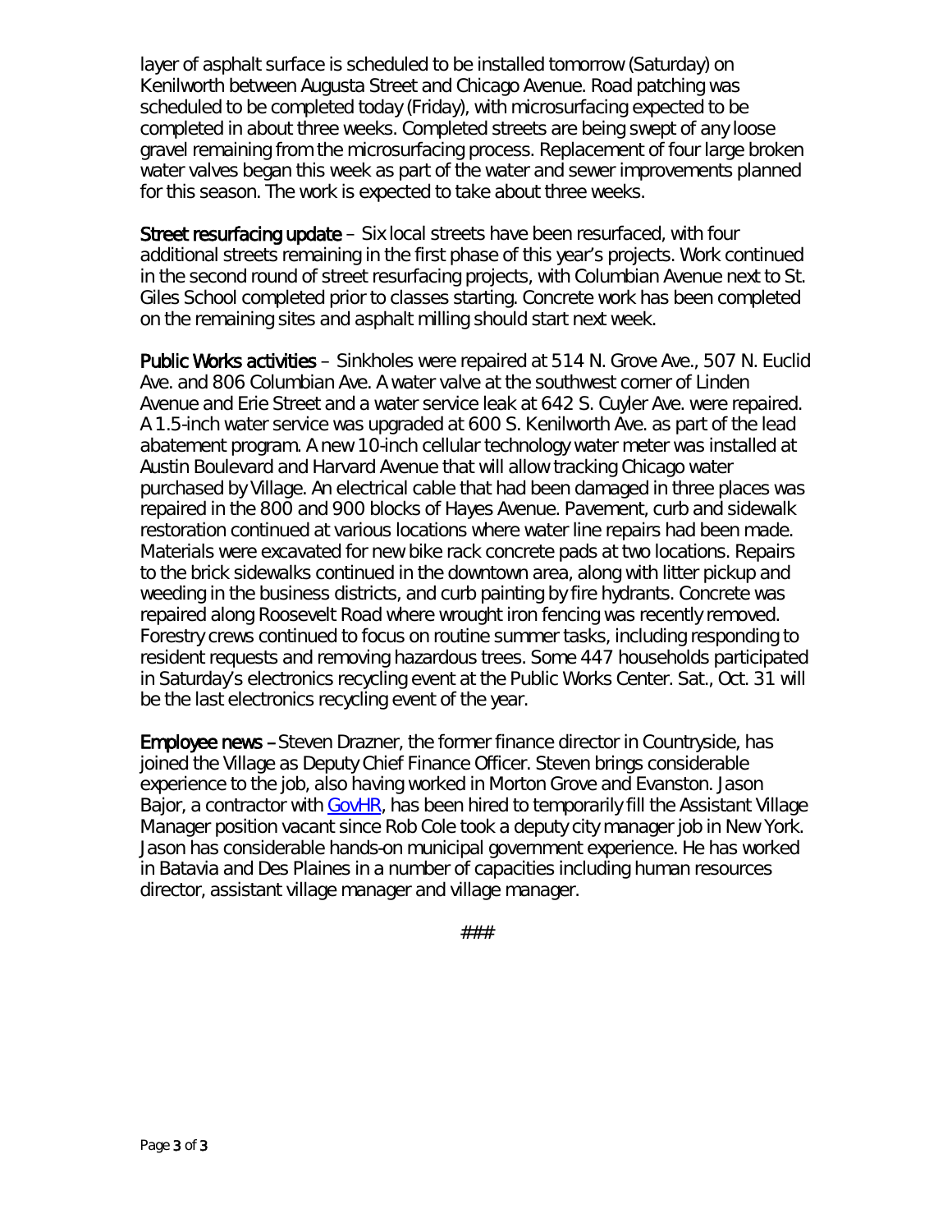layer of asphalt surface is scheduled to be installed tomorrow (Saturday) on Kenilworth between Augusta Street and Chicago Avenue. Road patching was scheduled to be completed today (Friday), with microsurfacing expected to be completed in about three weeks. Completed streets are being swept of any loose gravel remaining from the microsurfacing process. Replacement of four large broken water valves began this week as part of the water and sewer improvements planned for this season. The work is expected to take about three weeks.

**Street resurfacing update** – Six local streets have been resurfaced, with four additional streets remaining in the first phase of this year's projects. Work continued in the second round of street resurfacing projects, with Columbian Avenue next to St. Giles School completed prior to classes starting. Concrete work has been completed on the remaining sites and asphalt milling should start next week.

**Public Works activities** – Sinkholes were repaired at 514 N. Grove Ave., 507 N. Euclid Ave. and 806 Columbian Ave. A water valve at the southwest corner of Linden Avenue and Erie Street and a water service leak at 642 S. Cuyler Ave. were repaired. A 1.5-inch water service was upgraded at 600 S. Kenilworth Ave. as part of the lead abatement program. A new 10-inch cellular technology water meter was installed at Austin Boulevard and Harvard Avenue that will allow tracking Chicago water purchased by Village. An electrical cable that had been damaged in three places was repaired in the 800 and 900 blocks of Hayes Avenue. Pavement, curb and sidewalk restoration continued at various locations where water line repairs had been made. Materials were excavated for new bike rack concrete pads at two locations. Repairs to the brick sidewalks continued in the downtown area, along with litter pickup and weeding in the business districts, and curb painting by fire hydrants. Concrete was repaired along Roosevelt Road where wrought iron fencing was recently removed. Forestry crews continued to focus on routine summer tasks, including responding to resident requests and removing hazardous trees. Some 447 households participated in Saturday's electronics recycling event at the Public Works Center. Sat., Oct. 31 will be the last electronics recycling event of the year.

**Employee news** – Steven Drazner, the former finance director in Countryside, has joined the Village as Deputy Chief Finance Officer. Steven brings considerable experience to the job, also having worked in Morton Grove and Evanston. Jason Bajor, a contractor with GovHR, has been hired to temporarily fill the Assistant Village Manager position vacant since Rob Cole took a deputy city manager job in New York. Jason has considerable hands-on municipal government experience. He has worked in Batavia and Des Plaines in a number of capacities including human resources director, assistant village manager and village manager.

###